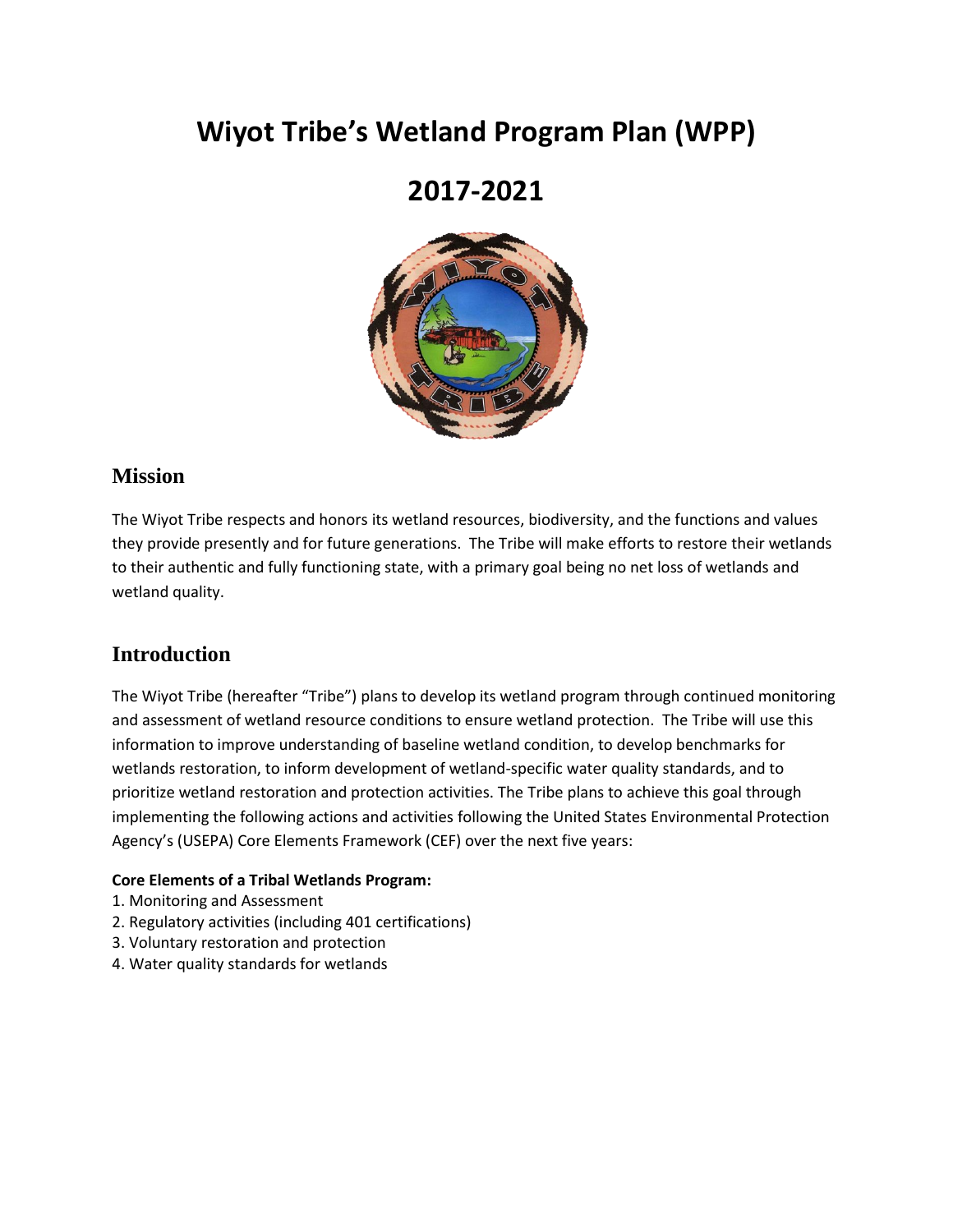# Wiyot Tribe's Wetland Program Plan (WPP)

# 2017-2021

## Mission

The Wiyot Tribe respects and honors its wetland resources, biodiversity, and the functions and values they provide presently and for future generations. The Tribe will make efforts to restore their wetlands to their authentic and fully functioning state, with a primary goal being no net loss of wetlands and wetland quality.

## Introduction

The Wiyot Tribe (hereafter "Tribe") plans to develop its wetland program through continued monitoring and assessment of wetland resource conditions to ensure wetland protection. The Tribe will use this information to improve understanding of baseline wetland condition, to develop benchmarks for wetlands restoration, to inform development of wetland-specific water quality standards, and to prioritize wetland restoration and protection activities. The Tribe plans to achieve this goal through implementing the following actions and activities following the United States Environmental Protection Agency's (USEPA) Core Elements Framework (CEF) over the next five years:

**Core Elements of a Tribal Wetlands Program:**

1. Monitoring and Assessment
2. Regulatory activities (including 401 certifications)
3. Voluntary restoration and protection
4. Water quality standards for wetlands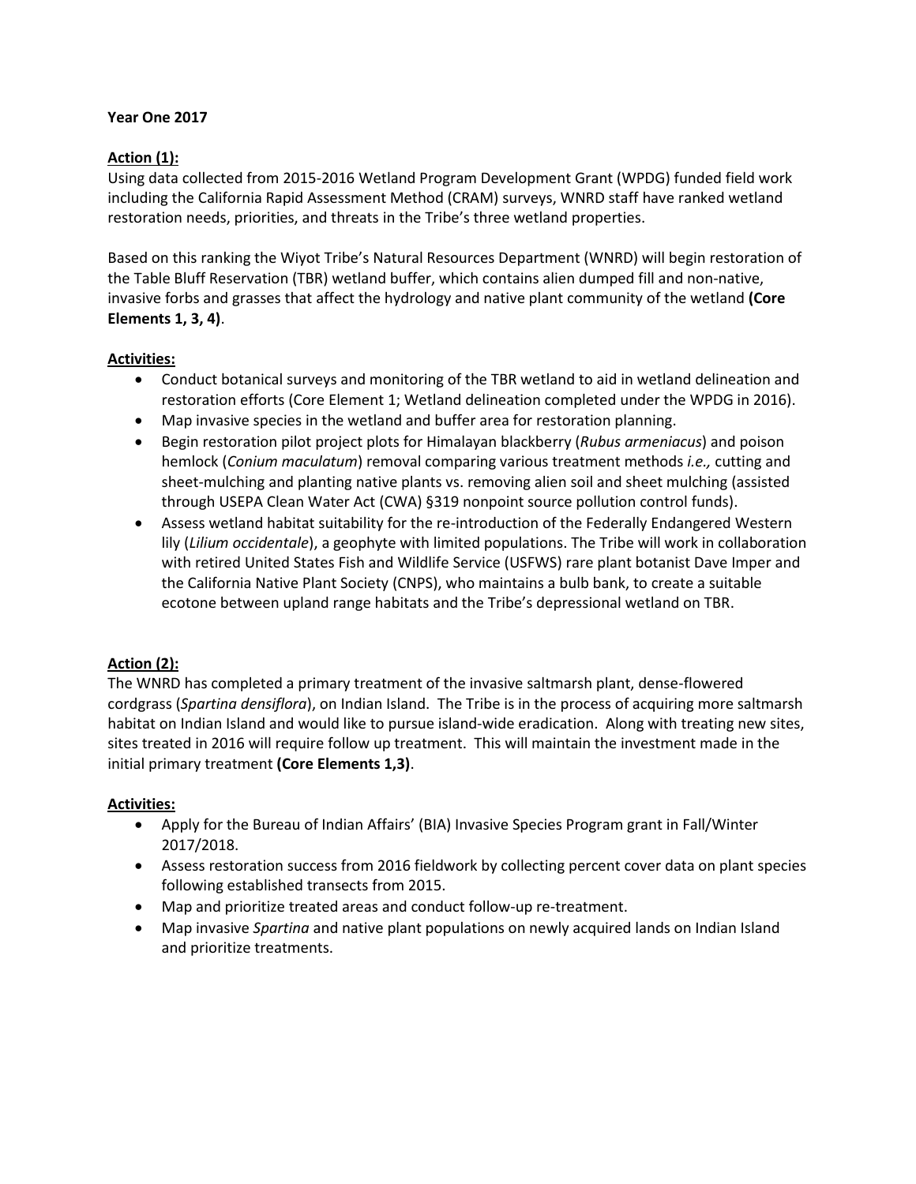**Year One 2017**

**Action (1):**

Using data collected from 2015-2016 Wetland Program Development Grant (WPDG) funded field work including the California Rapid Assessment Method (CRAM) surveys, WNRD staff have ranked wetland restoration needs, priorities, and threats in the Tribe's three wetland properties.

Based on this ranking the Wiyot Tribe's Natural Resources Department (WNRD) will begin restoration of the Table Bluff Reservation (TBR) wetland buffer, which contains alien dumped fill and non-native, invasive forbs and grasses that affect the hydrology and native plant community of the wetland **(Core Elements 1, 3, 4)**.

**Activities:**

- Conduct botanical surveys and monitoring of the TBR wetland to aid in wetland delineation and restoration efforts (Core Element 1; Wetland delineation completed under the WPDG in 2016).
- Map invasive species in the wetland and buffer area for restoration planning.
- Begin restoration pilot project plots for Himalayan blackberry (*Rubus armeniacus*) and poison hemlock (*Conium maculatum*) removal comparing various treatment methods *i.e.,* cutting and sheet-mulching and planting native plants vs. removing alien soil and sheet mulching (assisted through USEPA Clean Water Act (CWA) §319 nonpoint source pollution control funds).
- Assess wetland habitat suitability for the re-introduction of the Federally Endangered Western lily (*Lilium occidentale*), a geophyte with limited populations. The Tribe will work in collaboration with retired United States Fish and Wildlife Service (USFWS) rare plant botanist Dave Imper and the California Native Plant Society (CNPS), who maintains a bulb bank, to create a suitable ecotone between upland range habitats and the Tribe's depressional wetland on TBR.

**Action (2):**

The WNRD has completed a primary treatment of the invasive saltmarsh plant, dense-flowered cordgrass (*Spartina densiflora*), on Indian Island. The Tribe is in the process of acquiring more saltmarsh habitat on Indian Island and would like to pursue island-wide eradication. Along with treating new sites, sites treated in 2016 will require follow up treatment. This will maintain the investment made in the initial primary treatment **(Core Elements 1,3)**.

**Activities:**

- Apply for the Bureau of Indian Affairs' (BIA) Invasive Species Program grant in Fall/Winter 2017/2018.
- Assess restoration success from 2016 fieldwork by collecting percent cover data on plant species following established transects from 2015.
- Map and prioritize treated areas and conduct follow-up re-treatment.
- Map invasive *Spartina* and native plant populations on newly acquired lands on Indian Island and prioritize treatments.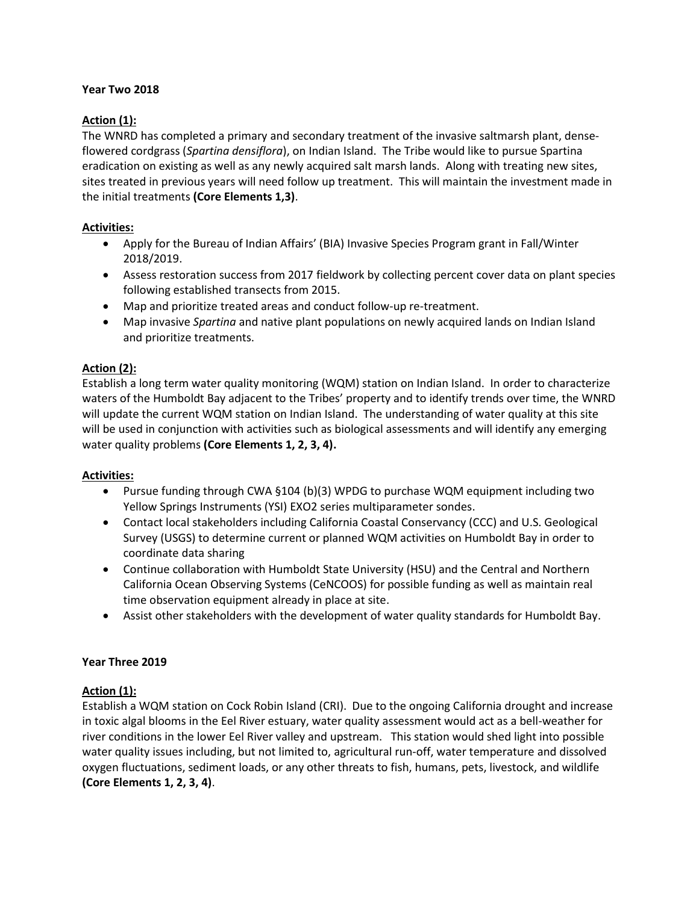**Year Two 2018**

**Action (1):**

The WNRD has completed a primary and secondary treatment of the invasive saltmarsh plant, dense-flowered cordgrass (*Spartina densiflora*), on Indian Island. The Tribe would like to pursue Spartina eradication on existing as well as any newly acquired salt marsh lands. Along with treating new sites, sites treated in previous years will need follow up treatment. This will maintain the investment made in the initial treatments **(Core Elements 1,3)**.

**Activities:**

- Apply for the Bureau of Indian Affairs' (BIA) Invasive Species Program grant in Fall/Winter 2018/2019.
- Assess restoration success from 2017 fieldwork by collecting percent cover data on plant species following established transects from 2015.
- Map and prioritize treated areas and conduct follow-up re-treatment.
- Map invasive *Spartina* and native plant populations on newly acquired lands on Indian Island and prioritize treatments.

**Action (2):**

Establish a long term water quality monitoring (WQM) station on Indian Island. In order to characterize waters of the Humboldt Bay adjacent to the Tribes' property and to identify trends over time, the WNRD will update the current WQM station on Indian Island. The understanding of water quality at this site will be used in conjunction with activities such as biological assessments and will identify any emerging water quality problems **(Core Elements 1, 2, 3, 4).**

**Activities:**

- Pursue funding through CWA §104 (b)(3) WPDG to purchase WQM equipment including two Yellow Springs Instruments (YSI) EXO2 series multiparameter sondes.
- Contact local stakeholders including California Coastal Conservancy (CCC) and U.S. Geological Survey (USGS) to determine current or planned WQM activities on Humboldt Bay in order to coordinate data sharing
- Continue collaboration with Humboldt State University (HSU) and the Central and Northern California Ocean Observing Systems (CeNCOOS) for possible funding as well as maintain real time observation equipment already in place at site.
- Assist other stakeholders with the development of water quality standards for Humboldt Bay.

**Year Three 2019**

**Action (1):**

Establish a WQM station on Cock Robin Island (CRI). Due to the ongoing California drought and increase in toxic algal blooms in the Eel River estuary, water quality assessment would act as a bell-weather for river conditions in the lower Eel River valley and upstream. This station would shed light into possible water quality issues including, but not limited to, agricultural run-off, water temperature and dissolved oxygen fluctuations, sediment loads, or any other threats to fish, humans, pets, livestock, and wildlife **(Core Elements 1, 2, 3, 4)**.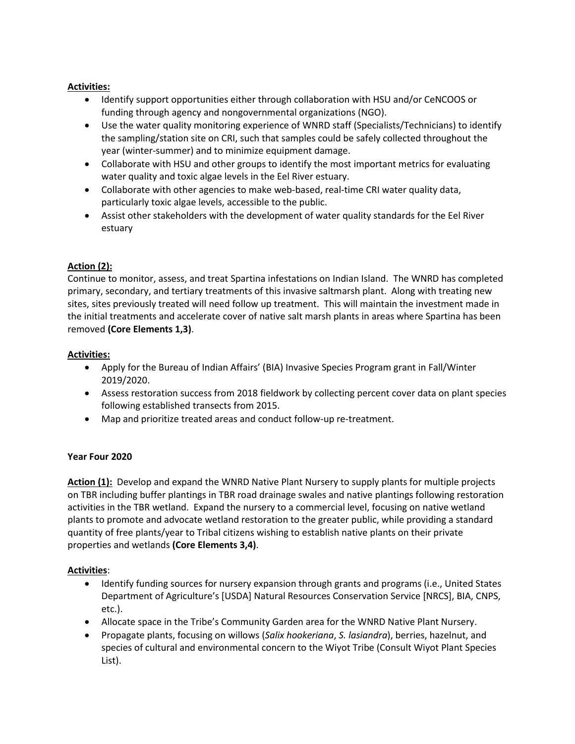**Activities:**

- Identify support opportunities either through collaboration with HSU and/or CeNCOOS or funding through agency and nongovernmental organizations (NGO).
- Use the water quality monitoring experience of WNRD staff (Specialists/Technicians) to identify the sampling/station site on CRI, such that samples could be safely collected throughout the year (winter-summer) and to minimize equipment damage.
- Collaborate with HSU and other groups to identify the most important metrics for evaluating water quality and toxic algae levels in the Eel River estuary.
- Collaborate with other agencies to make web-based, real-time CRI water quality data, particularly toxic algae levels, accessible to the public.
- Assist other stakeholders with the development of water quality standards for the Eel River estuary

**Action (2):**
Continue to monitor, assess, and treat Spartina infestations on Indian Island. The WNRD has completed primary, secondary, and tertiary treatments of this invasive saltmarsh plant. Along with treating new sites, sites previously treated will need follow up treatment. This will maintain the investment made in the initial treatments and accelerate cover of native salt marsh plants in areas where Spartina has been removed **(Core Elements 1,3)**.

**Activities:**

- Apply for the Bureau of Indian Affairs' (BIA) Invasive Species Program grant in Fall/Winter 2019/2020.
- Assess restoration success from 2018 fieldwork by collecting percent cover data on plant species following established transects from 2015.
- Map and prioritize treated areas and conduct follow-up re-treatment.

**Year Four 2020**

**Action (1):** Develop and expand the WNRD Native Plant Nursery to supply plants for multiple projects on TBR including buffer plantings in TBR road drainage swales and native plantings following restoration activities in the TBR wetland. Expand the nursery to a commercial level, focusing on native wetland plants to promote and advocate wetland restoration to the greater public, while providing a standard quantity of free plants/year to Tribal citizens wishing to establish native plants on their private properties and wetlands **(Core Elements 3,4)**.

**Activities**:

- Identify funding sources for nursery expansion through grants and programs (i.e., United States Department of Agriculture's [USDA] Natural Resources Conservation Service [NRCS], BIA, CNPS, etc.).
- Allocate space in the Tribe's Community Garden area for the WNRD Native Plant Nursery.
- Propagate plants, focusing on willows (*Salix hookeriana*, *S. lasiandra*), berries, hazelnut, and species of cultural and environmental concern to the Wiyot Tribe (Consult Wiyot Plant Species List).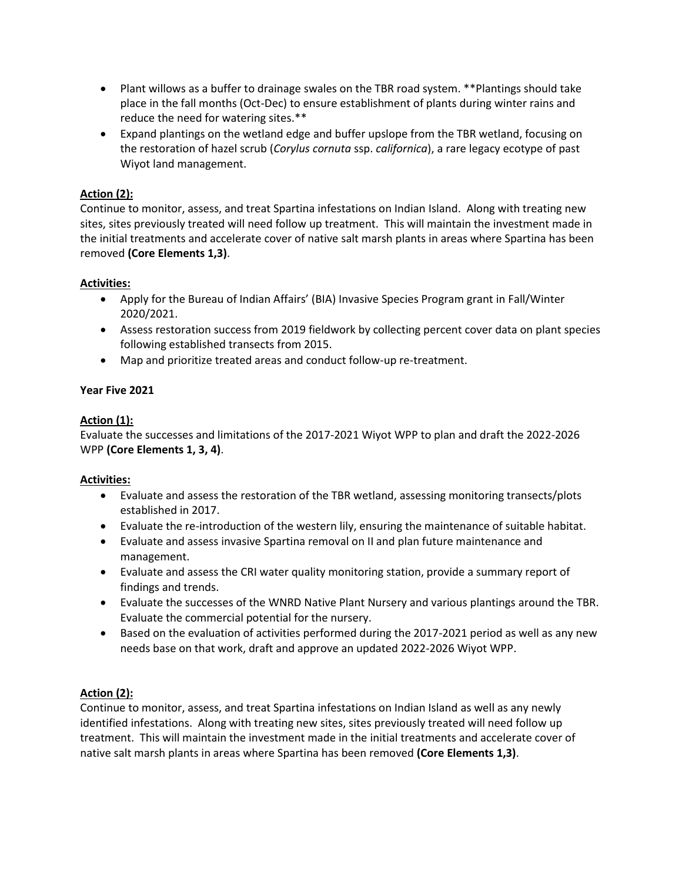- Plant willows as a buffer to drainage swales on the TBR road system. **Plantings should take place in the fall months (Oct-Dec) to ensure establishment of plants during winter rains and reduce the need for watering sites.**
- Expand plantings on the wetland edge and buffer upslope from the TBR wetland, focusing on the restoration of hazel scrub (*Corylus cornuta* ssp. *californica*), a rare legacy ecotype of past Wiyot land management.

**Action (2):**
Continue to monitor, assess, and treat Spartina infestations on Indian Island. Along with treating new sites, sites previously treated will need follow up treatment. This will maintain the investment made in the initial treatments and accelerate cover of native salt marsh plants in areas where Spartina has been removed **(Core Elements 1,3)**.

**Activities:**

- Apply for the Bureau of Indian Affairs' (BIA) Invasive Species Program grant in Fall/Winter 2020/2021.
- Assess restoration success from 2019 fieldwork by collecting percent cover data on plant species following established transects from 2015.
- Map and prioritize treated areas and conduct follow-up re-treatment.

**Year Five 2021**

**Action (1):**
Evaluate the successes and limitations of the 2017-2021 Wiyot WPP to plan and draft the 2022-2026 WPP **(Core Elements 1, 3, 4)**.

**Activities:**

- Evaluate and assess the restoration of the TBR wetland, assessing monitoring transects/plots established in 2017.
- Evaluate the re-introduction of the western lily, ensuring the maintenance of suitable habitat.
- Evaluate and assess invasive Spartina removal on II and plan future maintenance and management.
- Evaluate and assess the CRI water quality monitoring station, provide a summary report of findings and trends.
- Evaluate the successes of the WNRD Native Plant Nursery and various plantings around the TBR. Evaluate the commercial potential for the nursery.
- Based on the evaluation of activities performed during the 2017-2021 period as well as any new needs base on that work, draft and approve an updated 2022-2026 Wiyot WPP.

**Action (2):**
Continue to monitor, assess, and treat Spartina infestations on Indian Island as well as any newly identified infestations. Along with treating new sites, sites previously treated will need follow up treatment. This will maintain the investment made in the initial treatments and accelerate cover of native salt marsh plants in areas where Spartina has been removed **(Core Elements 1,3)**.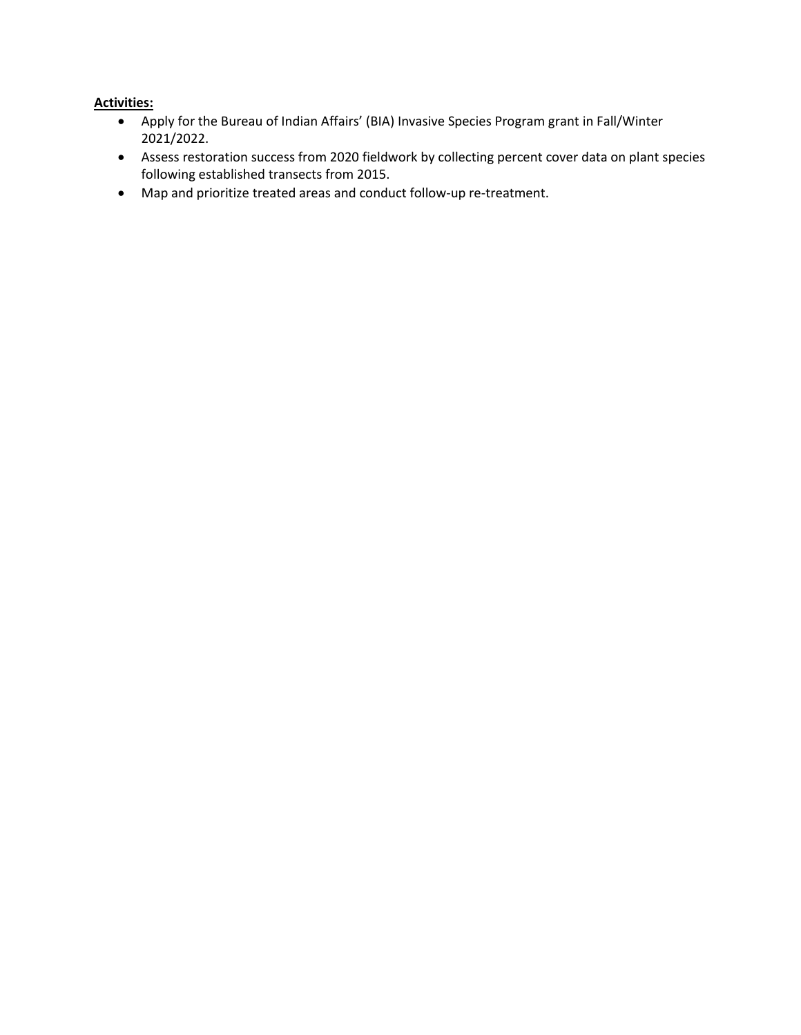**Activities:**

- Apply for the Bureau of Indian Affairs' (BIA) Invasive Species Program grant in Fall/Winter 2021/2022.
- Assess restoration success from 2020 fieldwork by collecting percent cover data on plant species following established transects from 2015.
- Map and prioritize treated areas and conduct follow-up re-treatment.